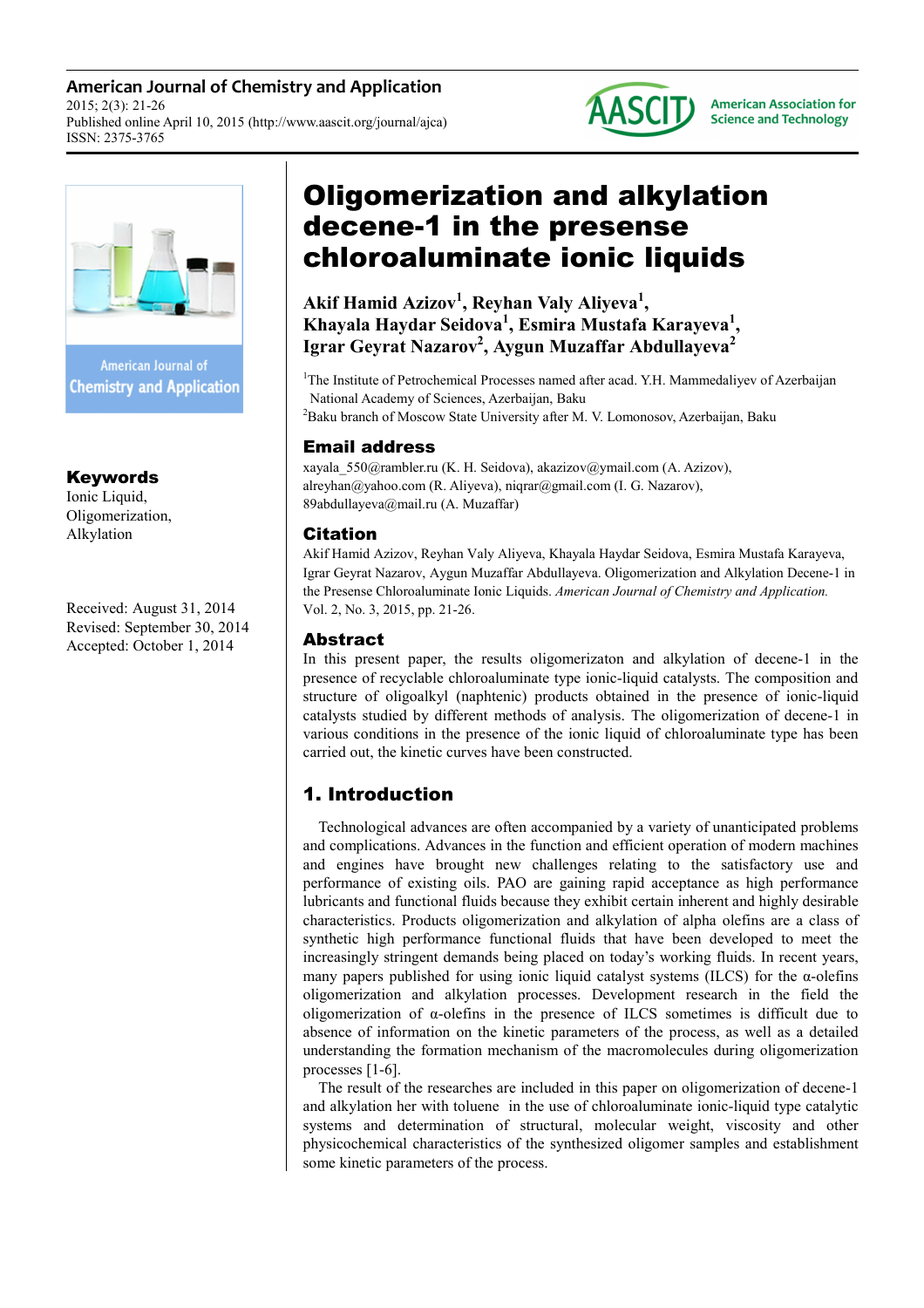American Journal of Chemistry and Application
2015; 2(3): 21-26
Published online April 10, 2015 (http://www.aascit.org/journal/ajca)
ISSN: 2375-3765

# Oligomerization and alkylation decene-1 in the presense chloroaluminate ionic liquids

**Akif Hamid Azizov[1], Reyhan Valy Aliyeva[1], Khayala Haydar Seidova[1], Esmira Mustafa Karayeva[1], Igrar Geyrat Nazarov[2], Aygun Muzaffar Abdullayeva[2]**

[1]The Institute of Petrochemical Processes named after acad. Y.H. Mammedaliyev of Azerbaijan National Academy of Sciences, Azerbaijan, Baku

[2]Baku branch of Moscow State University after M. V. Lomonosov, Azerbaijan, Baku

## Email address

xayala_550@rambler.ru (K. H. Seidova), akazizov@ymail.com (A. Azizov), alreyhan@yahoo.com (R. Aliyeva), niqrar@gmail.com (I. G. Nazarov), 89abdullayeva@mail.ru (A. Muzaffar)

## Citation

Akif Hamid Azizov, Reyhan Valy Aliyeva, Khayala Haydar Seidova, Esmira Mustafa Karayeva, Igrar Geyrat Nazarov, Aygun Muzaffar Abdullayeva. Oligomerization and Alkylation Decene-1 in the Presense Chloroaluminate Ionic Liquids. *American Journal of Chemistry and Application.* Vol. 2, No. 3, 2015, pp. 21-26.

## Keywords

Ionic Liquid,
Oligomerization,
Alkylation

Received: August 31, 2014
Revised: September 30, 2014
Accepted: October 1, 2014

## Abstract

In this present paper, the results oligomerizaton and alkylation of decene-1 in the presence of recyclable chloroaluminate type ionic-liquid catalysts. The composition and structure of oligoalkyl (naphtenic) products obtained in the presence of ionic-liquid catalysts studied by different methods of analysis. The oligomerization of decene-1 in various conditions in the presence of the ionic liquid of chloroaluminate type has been carried out, the kinetic curves have been constructed.

## 1. Introduction

Technological advances are often accompanied by a variety of unanticipated problems and complications. Advances in the function and efficient operation of modern machines and engines have brought new challenges relating to the satisfactory use and performance of existing oils. PAO are gaining rapid acceptance as high performance lubricants and functional fluids because they exhibit certain inherent and highly desirable characteristics. Products oligomerization and alkylation of alpha olefins are a class of synthetic high performance functional fluids that have been developed to meet the increasingly stringent demands being placed on today's working fluids. In recent years, many papers published for using ionic liquid catalyst systems (ILCS) for the α-olefins oligomerization and alkylation processes. Development research in the field the oligomerization of α-olefins in the presence of ILCS sometimes is difficult due to absence of information on the kinetic parameters of the process, as well as a detailed understanding the formation mechanism of the macromolecules during oligomerization processes [1-6].

The result of the researches are included in this paper on oligomerization of decene-1 and alkylation her with toluene in the use of chloroaluminate ionic-liquid type catalytic systems and determination of structural, molecular weight, viscosity and other physicochemical characteristics of the synthesized oligomer samples and establishment some kinetic parameters of the process.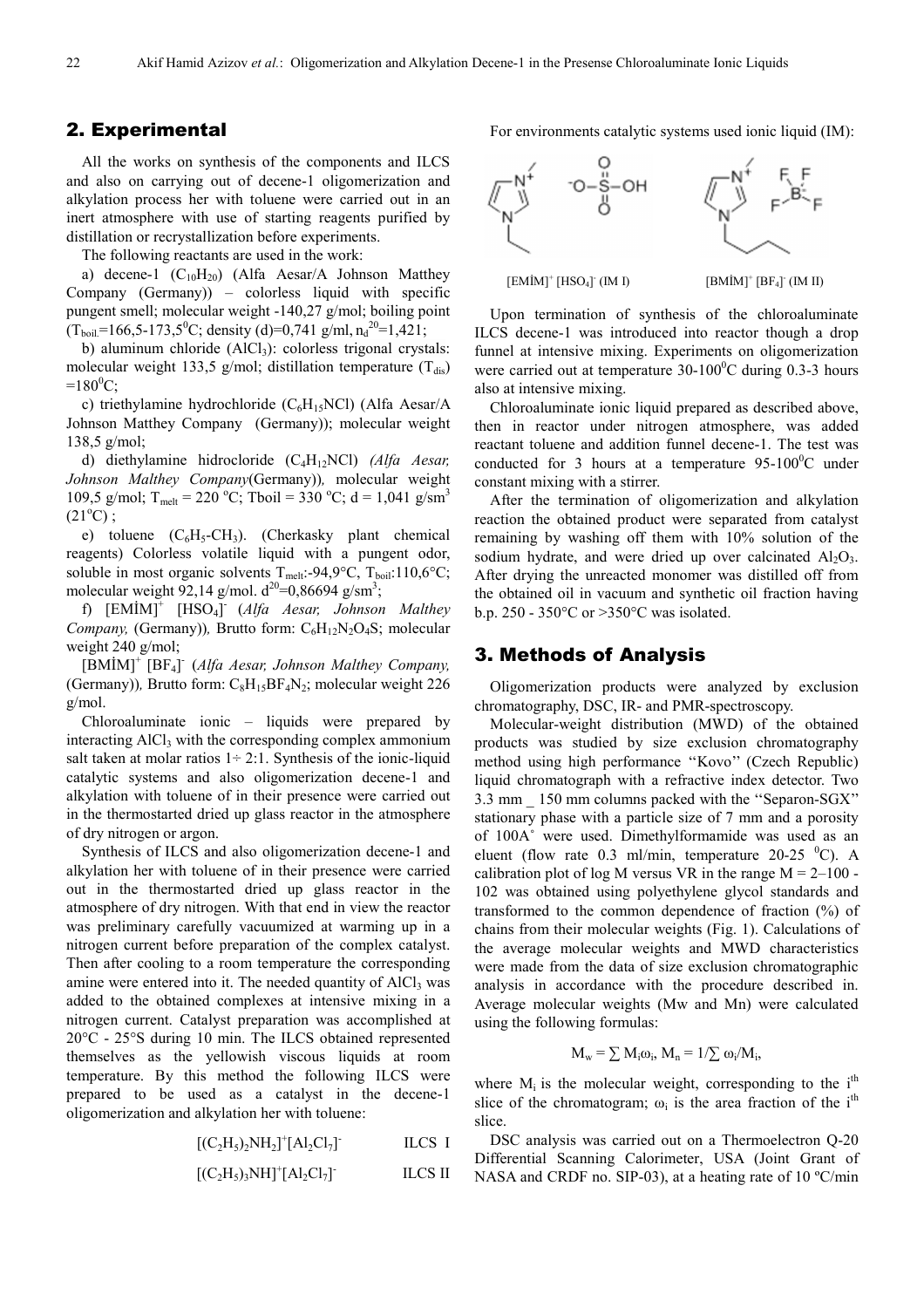## 2. Experimental

All the works on synthesis of the components and ILCS and also on carrying out of decene-1 oligomerization and alkylation process her with toluene were carried out in an inert atmosphere with use of starting reagents purified by distillation or recrystallization before experiments.

The following reactants are used in the work:

a) decene-1 ($C_{10}H_{20}$) (Alfa Aesar/A Johnson Matthey Company (Germany)) – colorless liquid with specific pungent smell; molecular weight -140,27 g/mol; boiling point ($T_{boil.}$=166,5-173,5$^0$C; density (d)=0,741 g/ml, $n_d^{20}$=1,421;

b) aluminum chloride ($AlCl_3$): colorless trigonal crystals: molecular weight 133,5 g/mol; distillation temperature ($T_{dis}$) =180$^0$C;

c) triethylamine hydrochloride ($C_6H_{15}NCl$) (Alfa Aesar/A Johnson Matthey Company (Germany)); molecular weight 138,5 g/mol;

d) diethylamine hidrocloride ($C_4H_{12}NCl$) *(Alfa Aesar, Johnson Malthey Company*(Germany))*,* molecular weight 109,5 g/mol; $T_{melt}$ = 220 °C; Tboil = 330 °C; d = 1,041 g/sm$^3$ (21°C) ;

e) toluene ($C_6H_5$-$CH_3$). (Cherkasky plant chemical reagents) Colorless volatile liquid with a pungent odor, soluble in most organic solvents $T_{melt}$:-94,9°C, $T_{boil}$:110,6°C; molecular weight 92,14 g/mol. $d^{20}$=0,86694 g/sm$^3$;

f) $[EMİM]^+$ $[HSO_4]^-$ (*Alfa Aesar, Johnson Malthey Company,* (Germany))*,* Brutto form: $C_6H_{12}N_2O_4S$; molecular weight 240 g/mol;

$[BMİM]^+$ $[BF_4]^-$ (*Alfa Aesar, Johnson Malthey Company,* (Germany))*,* Brutto form: $C_8H_{15}BF_4N_2$; molecular weight 226 g/mol.

Chloroaluminate ionic – liquids were prepared by interacting $AlCl_3$ with the corresponding complex ammonium salt taken at molar ratios 1÷ 2:1. Synthesis of the ionic-liquid catalytic systems and also oligomerization decene-1 and alkylation with toluene of in their presence were carried out in the thermostarted dried up glass reactor in the atmosphere of dry nitrogen or argon.

Synthesis of ILCS and also oligomerization decene-1 and alkylation her with toluene of in their presence were carried out in the thermostarted dried up glass reactor in the atmosphere of dry nitrogen. With that end in view the reactor was preliminary carefully vacuumized at warming up in a nitrogen current before preparation of the complex catalyst. Then after cooling to a room temperature the corresponding amine were entered into it. The needed quantity of $AlCl_3$ was added to the obtained complexes at intensive mixing in a nitrogen current. Catalyst preparation was accomplished at 20°C - 25°S during 10 min. The ILCS obtained represented themselves as the yellowish viscous liquids at room temperature. By this method the following ILCS were prepared to be used as a catalyst in the decene-1 oligomerization and alkylation her with toluene:

$[(C_2H_5)_2NH_2]^+[Al_2Cl_7]^-$ ILCS I

$[(C_2H_5)_3NH]^+[Al_2Cl_7]^-$ ILCS II

For environments catalytic systems used ionic liquid (IM):

$[EMİM]^+$ $[HSO_4]^-$ (IM I) $[BMİM]^+$ $[BF_4]^-$ (IM II)

Upon termination of synthesis of the chloroaluminate ILCS decene-1 was introduced into reactor though a drop funnel at intensive mixing. Experiments on oligomerization were carried out at temperature 30-100$^0$C during 0.3-3 hours also at intensive mixing.

Chloroaluminate ionic liquid prepared as described above, then in reactor under nitrogen atmosphere, was added reactant toluene and addition funnel decene-1. The test was conducted for 3 hours at a temperature 95-100$^0$C under constant mixing with a stirrer.

After the termination of oligomerization and alkylation reaction the obtained product were separated from catalyst remaining by washing off them with 10% solution of the sodium hydrate, and were dried up over calcinated $Al_2O_3$. After drying the unreacted monomer was distilled off from the obtained oil in vacuum and synthetic oil fraction having b.p. 250 - 350°C or >350°C was isolated.

## 3. Methods of Analysis

Oligomerization products were analyzed by exclusion chromatography, DSC, IR- and PMR-spectroscopy.

Molecular-weight distribution (MWD) of the obtained products was studied by size exclusion chromatography method using high performance ''Kovo'' (Czech Republic) liquid chromatograph with a refractive index detector. Two 3.3 mm _ 150 mm columns packed with the ''Separon-SGX'' stationary phase with a particle size of 7 mm and a porosity of 100A˚ were used. Dimethylformamide was used as an eluent (flow rate 0.3 ml/min, temperature 20-25 $^0$C). A calibration plot of log M versus VR in the range M = 2–100 - 102 was obtained using polyethylene glycol standards and transformed to the common dependence of fraction (%) of chains from their molecular weights (Fig. 1). Calculations of the average molecular weights and MWD characteristics were made from the data of size exclusion chromatographic analysis in accordance with the procedure described in. Average molecular weights (Mw and Mn) were calculated using the following formulas:

$$M_w = \sum M_i\omega_i,\ M_n = 1/\sum \omega_i/M_i,$$

where $M_i$ is the molecular weight, corresponding to the i$^{th}$ slice of the chromatogram; $\omega_i$ is the area fraction of the i$^{th}$ slice.

DSC analysis was carried out on a Thermoelectron Q-20 Differential Scanning Calorimeter, USA (Joint Grant of NASA and CRDF no. SIP-03), at a heating rate of 10 ºC/min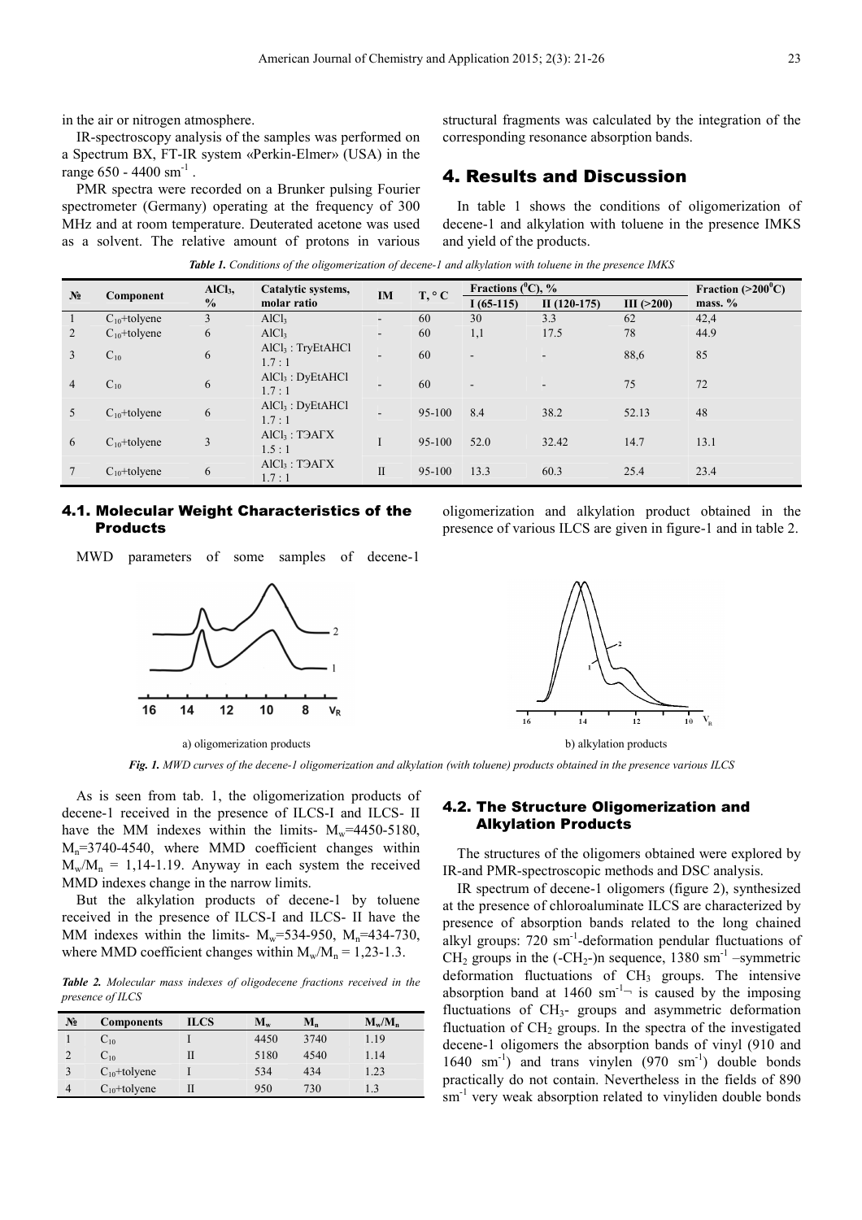in the air or nitrogen atmosphere.

IR-spectroscopy analysis of the samples was performed on a Spectrum BX, FT-IR system «Perkin-Elmer» (USA) in the range 650 - 4400 $sm^{-1}$ .

PMR spectra were recorded on a Brunker pulsing Fourier spectrometer (Germany) operating at the frequency of 300 MHz and at room temperature. Deuterated acetone was used as a solvent. The relative amount of protons in various structural fragments was calculated by the integration of the corresponding resonance absorption bands.

# 4. Results and Discussion

In table 1 shows the conditions of oligomerization of decene-1 and alkylation with toluene in the presence IMKS and yield of the products.

***Table 1.*** *Conditions of the oligomerization of decene-1 and alkylation with toluene in the presence IMKS*

| № | Component | $AlCl_3$, % | Catalytic systems, molar ratio | IM | T, ° C | Fractions ($^0$C), % | | | Fraction (>200$^0$C) mass. % |
|---|---|---|---|---|---|---|---|---|---|
| | | | | | | I (65-115) | II (120-175) | III (>200) | |
| 1 | $C_{10}$+tolyene | 3 | $AlCl_3$ | - | 60 | 30 | 3.3 | 62 | 42,4 |
| 2 | $C_{10}$+tolyene | 6 | $AlCl_3$ | - | 60 | 1,1 | 17.5 | 78 | 44.9 |
| 3 | $C_{10}$ | 6 | $AlCl_3$ : TryEtAHCl 1.7 : 1 | - | 60 | - | - | 88,6 | 85 |
| 4 | $C_{10}$ | 6 | $AlCl_3$ : DyEtAHCl 1.7 : 1 | - | 60 | - | - | 75 | 72 |
| 5 | $C_{10}$+tolyene | 6 | $AlCl_3$ : DyEtAHCl 1.7 : 1 | - | 95-100 | 8.4 | 38.2 | 52.13 | 48 |
| 6 | $C_{10}$+tolyene | 3 | $AlCl_3$ : ТЭАГХ 1.5 : 1 | I | 95-100 | 52.0 | 32.42 | 14.7 | 13.1 |
| 7 | $C_{10}$+tolyene | 6 | $AlCl_3$ : ТЭАГХ 1.7 : 1 | II | 95-100 | 13.3 | 60.3 | 25.4 | 23.4 |

## 4.1. Molecular Weight Characteristics of the Products

MWD parameters of some samples of decene-1 oligomerization and alkylation product obtained in the presence of various ILCS are given in figure-1 and in table 2.

a) oligomerization products

b) alkylation products

***Fig. 1.*** *MWD curves of the decene-1 oligomerization and alkylation (with toluene) products obtained in the presence various ILCS*

As is seen from tab. 1, the oligomerization products of decene-1 received in the presence of ILCS-I and ILCS- II have the MM indexes within the limits- $M_w$=4450-5180, $M_n$=3740-4540, where MMD coefficient changes within $M_w/M_n$ = 1,14-1.19. Anyway in each system the received MMD indexes change in the narrow limits.

But the alkylation products of decene-1 by toluene received in the presence of ILCS-I and ILCS- II have the MM indexes within the limits- $M_w$=534-950, $M_n$=434-730, where MMD coefficient changes within $M_w/M_n$ = 1,23-1.3.

***Table 2.*** *Molecular mass indexes of oligodecene fractions received in the presence of ILCS*

| № | Components | ILCS | $M_w$ | $M_n$ | $M_w/M_n$ |
|---|---|---|---|---|---|
| 1 | $C_{10}$ | I | 4450 | 3740 | 1.19 |
| 2 | $C_{10}$ | II | 5180 | 4540 | 1.14 |
| 3 | $C_{10}$+tolyene | I | 534 | 434 | 1.23 |
| 4 | $C_{10}$+tolyene | II | 950 | 730 | 1.3 |

## 4.2. The Structure Oligomerization and Alkylation Products

The structures of the oligomers obtained were explored by IR-and PMR-spectroscopic methods and DSC analysis.

IR spectrum of decene-1 oligomers (figure 2), synthesized at the presence of chloroaluminate ILCS are characterized by presence of absorption bands related to the long chained alkyl groups: 720 $sm^{-1}$-deformation pendular fluctuations of $CH_2$ groups in the $(-CH_2-)n$ sequence, 1380 $sm^{-1}$ –symmetric deformation fluctuations of $CH_3$ groups. The intensive absorption band at 1460 $sm^{-1}$¬ is caused by the imposing fluctuations of $CH_3$- groups and asymmetric deformation fluctuation of $CH_2$ groups. In the spectra of the investigated decene-1 oligomers the absorption bands of vinyl (910 and 1640 $sm^{-1}$) and trans vinylen (970 $sm^{-1}$) double bonds practically do not contain. Nevertheless in the fields of 890 $sm^{-1}$ very weak absorption related to vinyliden double bonds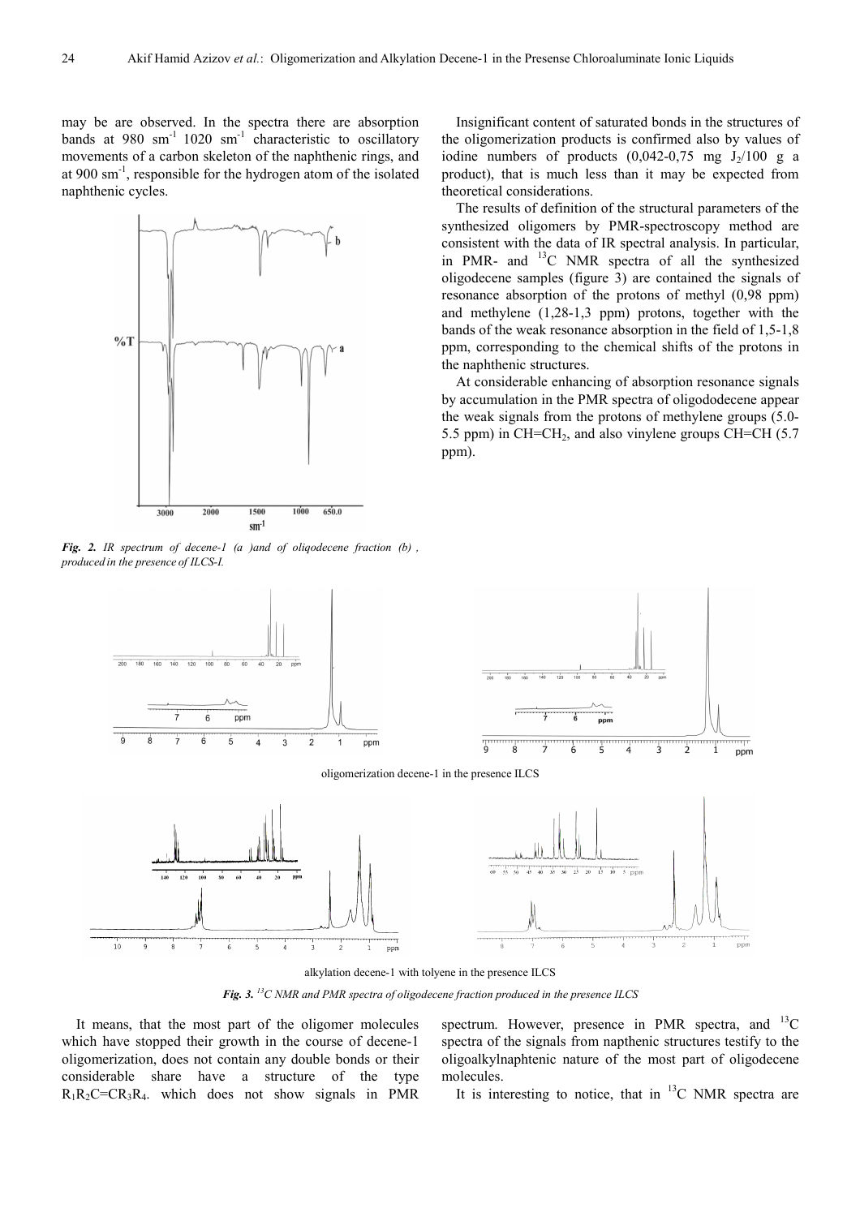may be are observed. In the spectra there are absorption bands at 980 $sm^{-1}$ 1020 $sm^{-1}$ characteristic to oscillatory movements of a carbon skeleton of the naphthenic rings, and at 900 $sm^{-1}$, responsible for the hydrogen atom of the isolated naphthenic cycles.

*Fig. 2. IR spectrum of decene-1 (a )and of oliqodecene fraction (b) , produced in the presence of ILCS-I.*

Insignificant content of saturated bonds in the structures of the oligomerization products is confirmed also by values of iodine numbers of products (0,042-0,75 mg $J_2$/100 g a product), that is much less than it may be expected from theoretical considerations.

The results of definition of the structural parameters of the synthesized oligomers by PMR-spectroscopy method are consistent with the data of IR spectral analysis. In particular, in PMR- and $^{13}C$ NMR spectra of all the synthesized oligodecene samples (figure 3) are contained the signals of resonance absorption of the protons of methyl (0,98 ppm) and methylene (1,28-1,3 ppm) protons, together with the bands of the weak resonance absorption in the field of 1,5-1,8 ppm, corresponding to the chemical shifts of the protons in the naphthenic structures.

At considerable enhancing of absorption resonance signals by accumulation in the PMR spectra of oligododecene appear the weak signals from the protons of methylene groups (5.0-5.5 ppm) in $CH=CH_2$, and also vinylene groups CH=CH (5.7 ppm).

oligomerization decene-1 in the presence ILCS

alkylation decene-1 with tolyene in the presence ILCS

*Fig. 3. $^{13}C$ NMR and PMR spectra of oligodecene fraction produced in the presence ILCS*

It means, that the most part of the oligomer molecules which have stopped their growth in the course of decene-1 oligomerization, does not contain any double bonds or their considerable share have a structure of the type $R_1R_2C=CR_3R_4$. which does not show signals in PMR spectrum. However, presence in PMR spectra, and $^{13}C$ spectra of the signals from napthenic structures testify to the oligoalkylnaphtenic nature of the most part of oligodecene molecules.

It is interesting to notice, that in $^{13}C$ NMR spectra are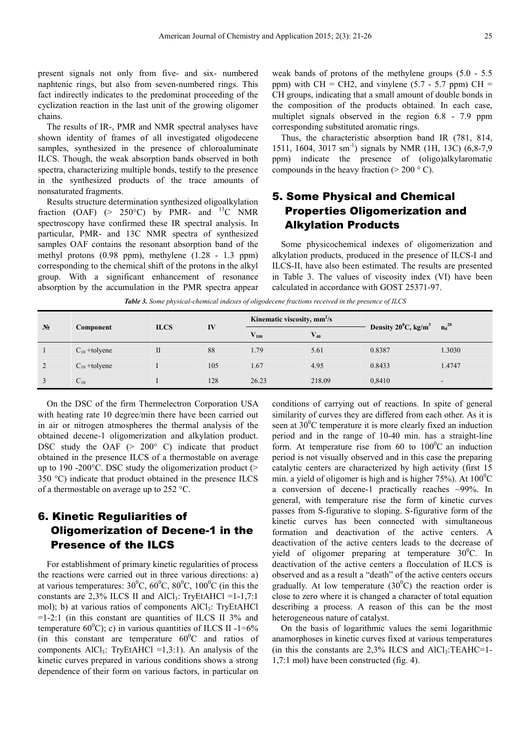present signals not only from five- and six- numbered naphtenic rings, but also from seven-numbered rings. This fact indirectly indicates to the predominat proceeding of the cyclization reaction in the last unit of the growing oligomer chains.

The results of IR-, PMR and NMR spectral analyses have shown identity of frames of all investigated oligodecene samples, synthesized in the presence of chloroaluminate ILCS. Though, the weak absorption bands observed in both spectra, characterizing multiple bonds, testify to the presence in the synthesized products of the trace amounts of nonsaturated fragments.

Results structure determination synthesized oligoalkylation fraction (OAF) (> 250°C) by PMR- and $^{13}C$ NMR spectroscopy have confirmed these IR spectral analysis. In particular, PMR- and 13C NMR spectra of synthesized samples OAF contains the resonant absorption band of the methyl protons (0.98 ppm), methylene (1.28 - 1.3 ppm) corresponding to the chemical shift of the protons in the alkyl group. With a significant enhancement of resonance absorption by the accumulation in the PMR spectra appear weak bands of protons of the methylene groups (5.0 - 5.5 ppm) with CH = CH2, and vinylene (5.7 - 5.7 ppm) CH = CH groups, indicating that a small amount of double bonds in the composition of the products obtained. In each case, multiplet signals observed in the region 6.8 - 7.9 ppm corresponding substituted aromatic rings.

Thus, the characteristic absorption band IR (781, 814, 1511, 1604, 3017 $sm^{-1}$) signals by NMR (1H, 13C) (6,8-7,9 ppm) indicate the presence of (oligo)alkylaromatic compounds in the heavy fraction (> 200 ° C).

## 5. Some Physical and Chemical Properties Oligomerization and Alkylation Products

Some physicochemical indexes of oligomerization and alkylation products, produced in the presence of ILCS-I and ILCS-II, have also been estimated. The results are presented in Table 3. The values of viscosity index (VI) have been calculated in accordance with GOST 25371-97.

*Table 3. Some physical-chemical indexes of oligodecene fractions received in the presence of ILCS*

| № | Component | ILCS | IV | Kinematic viscosity, $mm^2/s$ | | Density $20^0C$, $kg/m^3$ | $n_d^{20}$ |
|---|---|---|---|---|---|---|---|
| | | | | $V_{100}$ | $V_{40}$ | | |
| 1 | $C_{10}$ +tolyene | II | 88 | 1.79 | 5.61 | 0.8387 | 1.3030 |
| 2 | $C_{10}$ +tolyene | I | 105 | 1.67 | 4.95 | 0.8433 | 1.4747 |
| 3 | $C_{10}$ | I | 128 | 26.23 | 218.09 | 0,8410 | - |

On the DSC of the firm Thermelectron Corporation USA with heating rate 10 degree/min there have been carried out in air or nitrogen atmospheres the thermal analysis of the obtained decene-1 oligomerization and alkylation product. DSC study the OAF (> 200° C) indicate that product obtained in the presence ILCS of a thermostable on average up to 190 -200°C. DSC study the oligomerization product (> 350 °C) indicate that product obtained in the presence ILCS of a thermostable on average up to 252 °C.

## 6. Kinetic Reguliarities of Oligomerization of Decene-1 in the Presence of the ILCS

For establishment of primary kinetic regularities of process the reactions were carried out in three various directions: a) at various temperatures: $30^0C$, $60^0C$, $80^0C$, $100^0C$ (in this the constants are 2,3% ILCS II and $AlCl_3$: TryEtAHCl =1-1,7:1 mol); b) at various ratios of components $AlCl_3$: TryEtAHCl =1-2:1 (in this constant are quantities of ILCS II 3% and temperature $60^0C$); c) in various quantities of ILCS II -1÷6% (in this constant are temperature $60^0C$ and ratios of components $AlCl_3$: TryEtAHCl =1,3:1). An analysis of the kinetic curves prepared in various conditions shows a strong dependence of their form on various factors, in particular on conditions of carrying out of reactions. In spite of general similarity of curves they are differed from each other. As it is seen at $30^0C$ temperature it is more clearly fixed an induction period and in the range of 10-40 min. has a straight-line form. At temperature rise from 60 to $100^0C$ an induction period is not visually observed and in this case the preparing catalytic centers are characterized by high activity (first 15 min. a yield of oligomer is high and is higher 75%). At $100^0C$ a conversion of decene-1 practically reaches ~99%. In general, with temperature rise the form of kinetic curves passes from S-figurative to sloping. S-figurative form of the kinetic curves has been connected with simultaneous formation and deactivation of the active centers. A deactivation of the active centers leads to the decrease of yield of oligomer preparing at temperature $30^0C$. In deactivation of the active centers a flocculation of ILCS is observed and as a result a "death" of the active centers occurs gradually. At low temperature ($30^0C$) the reaction order is close to zero where it is changed a character of total equation describing a process. A reason of this can be the most heterogeneous nature of catalyst.

On the basis of logarithmic values the semi logarithmic anamorphoses in kinetic curves fixed at various temperatures (in this the constants are 2,3% ILCS and $AlCl_3$:TEAHC=1-1,7:1 mol) have been constructed (fig. 4).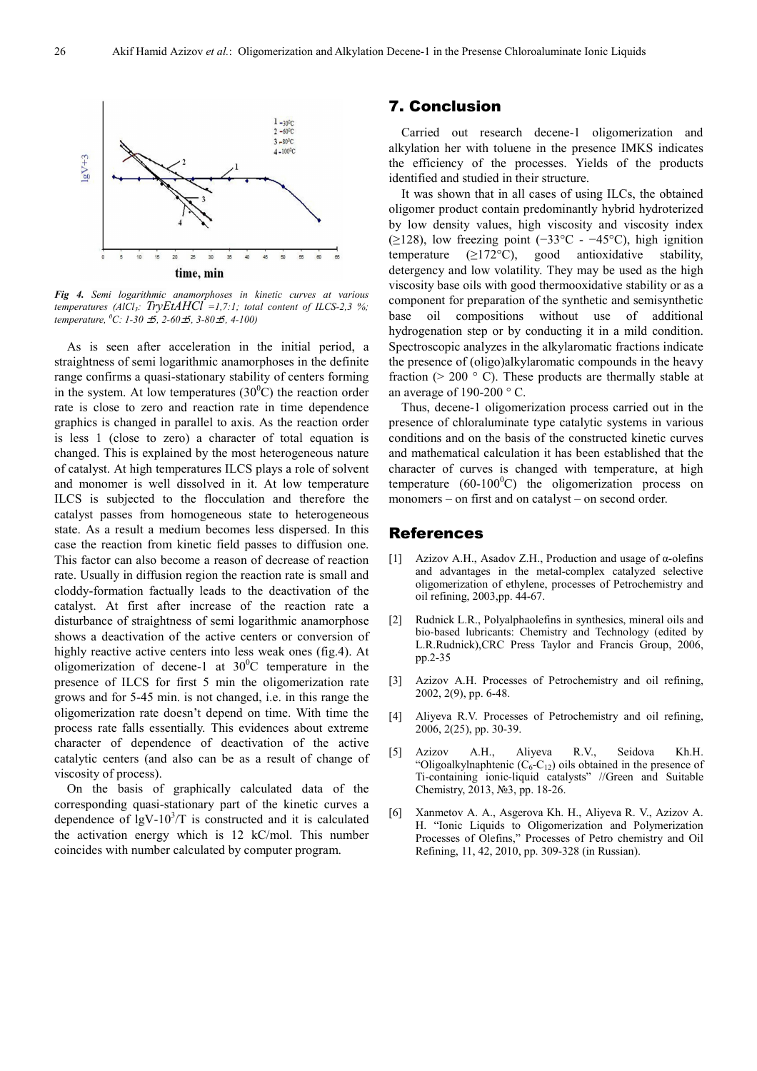lgV+3

1 -30⁰C
2 -60⁰C
3 -80⁰C
4 -100⁰C

0 5 10 15 20 25 30 35 40 45 50 55 60 65

time, min

*Fig 4. Semi logarithmic anamorphoses in kinetic curves at various temperatures ($AlCl_3$: TryEtAHCl =1,7:1; total content of ILCS-2,3 %; temperature, $^0C$: 1-30 ±5, 2-60±5, 3-80±5, 4-100)*

As is seen after acceleration in the initial period, a straightness of semi logarithmic anamorphoses in the definite range confirms a quasi-stationary stability of centers forming in the system. At low temperatures (30$^0$C) the reaction order rate is close to zero and reaction rate in time dependence graphics is changed in parallel to axis. As the reaction order is less 1 (close to zero) a character of total equation is changed. This is explained by the most heterogeneous nature of catalyst. At high temperatures ILCS plays a role of solvent and monomer is well dissolved in it. At low temperature ILCS is subjected to the flocculation and therefore the catalyst passes from homogeneous state to heterogeneous state. As a result a medium becomes less dispersed. In this case the reaction from kinetic field passes to diffusion one. This factor can also become a reason of decrease of reaction rate. Usually in diffusion region the reaction rate is small and cloddy-formation factually leads to the deactivation of the catalyst. At first after increase of the reaction rate a disturbance of straightness of semi logarithmic anamorphose shows a deactivation of the active centers or conversion of highly reactive active centers into less weak ones (fig.4). At oligomerization of decene-1 at 30$^0$C temperature in the presence of ILCS for first 5 min the oligomerization rate grows and for 5-45 min. is not changed, i.e. in this range the oligomerization rate doesn't depend on time. With time the process rate falls essentially. This evidences about extreme character of dependence of deactivation of the active catalytic centers (and also can be as a result of change of viscosity of process).

On the basis of graphically calculated data of the corresponding quasi-stationary part of the kinetic curves a dependence of $lgV$-$10^3/T$ is constructed and it is calculated the activation energy which is 12 kC/mol. This number coincides with number calculated by computer program.

## 7. Conclusion

Carried out research decene-1 oligomerization and alkylation her with toluene in the presence IMKS indicates the efficiency of the processes. Yields of the products identified and studied in their structure.

It was shown that in all cases of using ILCs, the obtained oligomer product contain predominantly hybrid hydroterized by low density values, high viscosity and viscosity index (≥128), low freezing point (−33°C - −45°C), high ignition temperature (≥172°C), good antioxidative stability, detergency and low volatility. They may be used as the high viscosity base oils with good thermooxidative stability or as a component for preparation of the synthetic and semisynthetic base oil compositions without use of additional hydrogenation step or by conducting it in a mild condition. Spectroscopic analyzes in the alkylaromatic fractions indicate the presence of (oligo)alkylaromatic compounds in the heavy fraction (> 200 ° C). These products are thermally stable at an average of 190-200 ° C.

Thus, decene-1 oligomerization process carried out in the presence of chloraluminate type catalytic systems in various conditions and on the basis of the constructed kinetic curves and mathematical calculation it has been established that the character of curves is changed with temperature, at high temperature (60-100$^0$C) the oligomerization process on monomers – on first and on catalyst – on second order.

## References

[1] Azizov A.H., Asadov Z.H., Production and usage of α-olefins and advantages in the metal-complex catalyzed selective oligomerization of ethylene, processes of Petrochemistry and oil refining, 2003,pp. 44-67.

[2] Rudnick L.R., Polyalphaolefins in synthesics, mineral oils and bio-based lubricants: Chemistry and Technology (edited by L.R.Rudnick),CRC Press Taylor and Francis Group, 2006, pp.2-35

[3] Azizov A.H. Processes of Petrochemistry and oil refining, 2002, 2(9), pp. 6-48.

[4] Aliyeva R.V. Processes of Petrochemistry and oil refining, 2006, 2(25), pp. 30-39.

[5] Azizov A.H., Aliyeva R.V., Seidova Kh.H. "Oligoalkylnaphtenic ($C_6$-$C_{12}$) oils obtained in the presence of Ti-containing ionic-liquid catalysts" //Green and Suitable Chemistry, 2013, №3, pp. 18-26.

[6] Xanmetov A. A., Asgerova Kh. H., Aliyeva R. V., Azizov A. H. "Ionic Liquids to Oligomerization and Polymerization Processes of Olefins," Processes of Petro chemistry and Oil Refining, 11, 42, 2010, pp. 309-328 (in Russian).